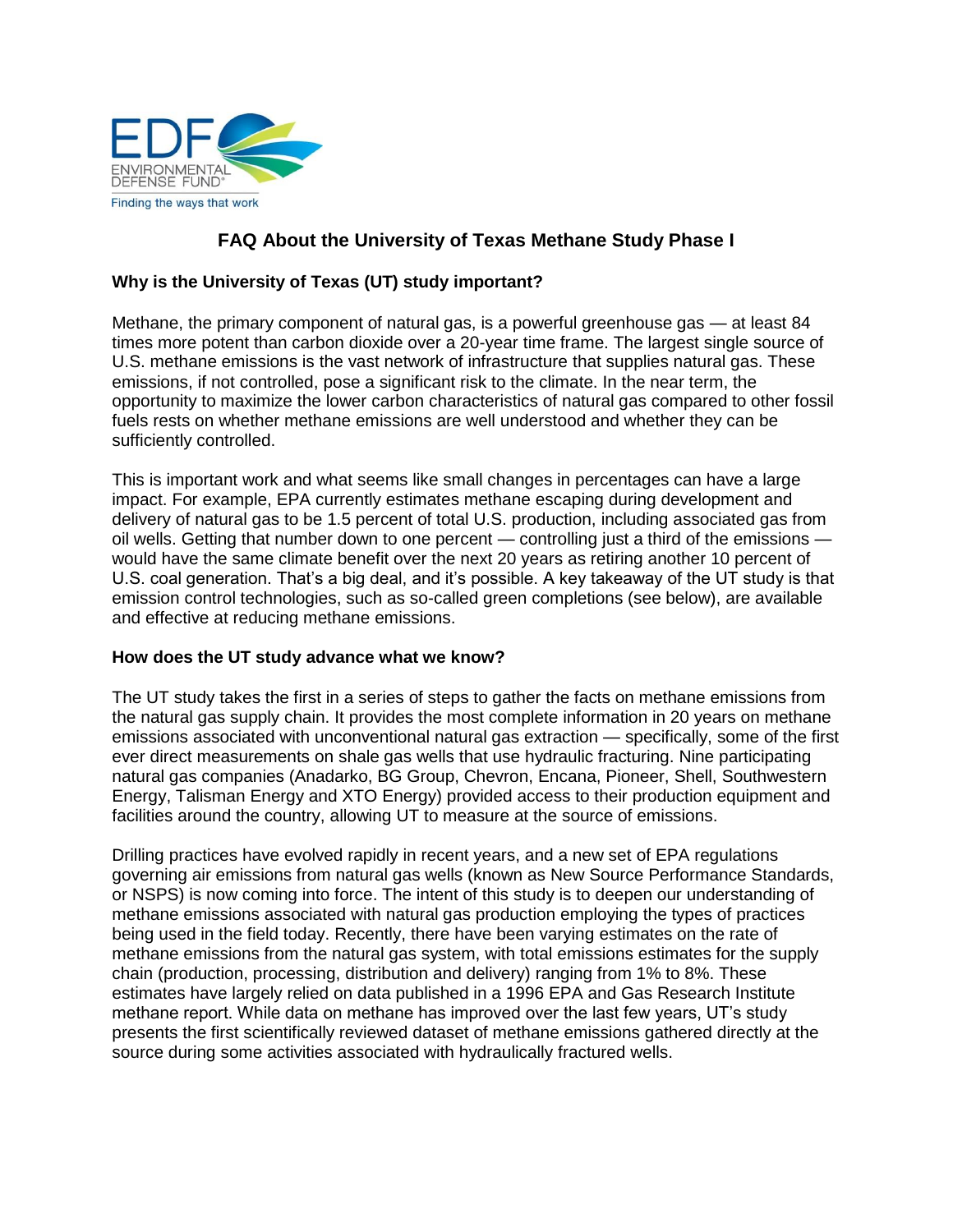# FAQ About the University of Texas Methane Study Phase I

## Why is the University of Texas (UT) study important?

Methane, the primary component of natural gas, is a powerful greenhouse gas — at least 84 times more potent than carbon dioxide over a 20-year time frame. The largest single source of U.S. methane emissions is the vast network of infrastructure that supplies natural gas. These emissions, if not controlled, pose a significant risk to the climate. In the near term, the opportunity to maximize the lower carbon characteristics of natural gas compared to other fossil fuels rests on whether methane emissions are well understood and whether they can be sufficiently controlled.

This is important work and what seems like small changes in percentages can have a large impact. For example, EPA currently estimates methane escaping during development and delivery of natural gas to be 1.5 percent of total U.S. production, including associated gas from oil wells. Getting that number down to one percent — controlling just a third of the emissions — would have the same climate benefit over the next 20 years as retiring another 10 percent of U.S. coal generation. That's a big deal, and it's possible. A key takeaway of the UT study is that emission control technologies, such as so-called green completions (see below), are available and effective at reducing methane emissions.

## How does the UT study advance what we know?

The UT study takes the first in a series of steps to gather the facts on methane emissions from the natural gas supply chain. It provides the most complete information in 20 years on methane emissions associated with unconventional natural gas extraction — specifically, some of the first ever direct measurements on shale gas wells that use hydraulic fracturing. Nine participating natural gas companies (Anadarko, BG Group, Chevron, Encana, Pioneer, Shell, Southwestern Energy, Talisman Energy and XTO Energy) provided access to their production equipment and facilities around the country, allowing UT to measure at the source of emissions.

Drilling practices have evolved rapidly in recent years, and a new set of EPA regulations governing air emissions from natural gas wells (known as New Source Performance Standards, or NSPS) is now coming into force. The intent of this study is to deepen our understanding of methane emissions associated with natural gas production employing the types of practices being used in the field today. Recently, there have been varying estimates on the rate of methane emissions from the natural gas system, with total emissions estimates for the supply chain (production, processing, distribution and delivery) ranging from 1% to 8%. These estimates have largely relied on data published in a 1996 EPA and Gas Research Institute methane report. While data on methane has improved over the last few years, UT's study presents the first scientifically reviewed dataset of methane emissions gathered directly at the source during some activities associated with hydraulically fractured wells.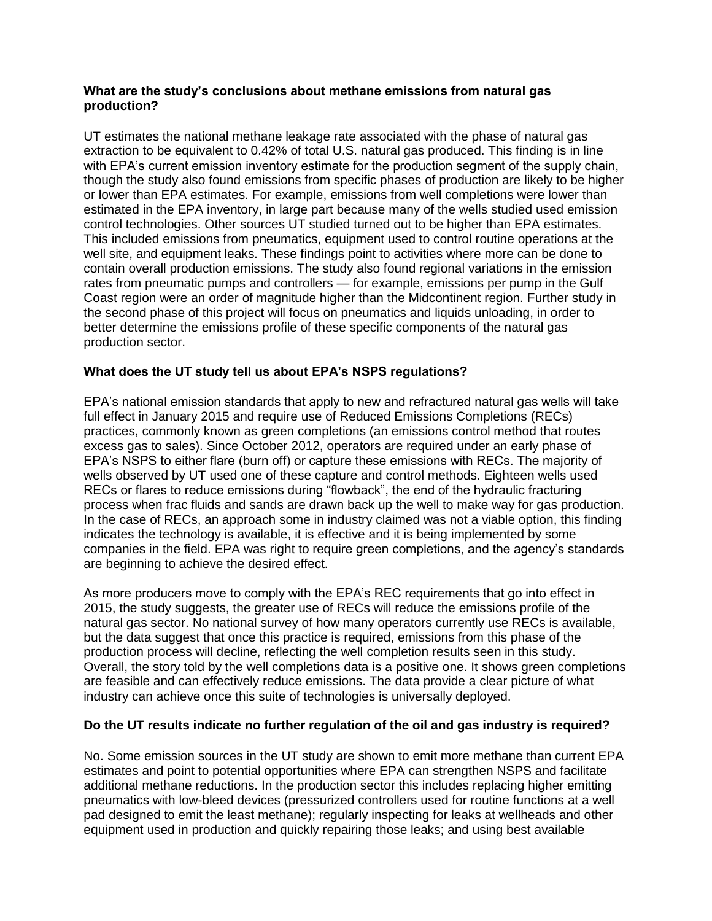**What are the study's conclusions about methane emissions from natural gas production?**

UT estimates the national methane leakage rate associated with the phase of natural gas extraction to be equivalent to 0.42% of total U.S. natural gas produced. This finding is in line with EPA's current emission inventory estimate for the production segment of the supply chain, though the study also found emissions from specific phases of production are likely to be higher or lower than EPA estimates. For example, emissions from well completions were lower than estimated in the EPA inventory, in large part because many of the wells studied used emission control technologies. Other sources UT studied turned out to be higher than EPA estimates. This included emissions from pneumatics, equipment used to control routine operations at the well site, and equipment leaks. These findings point to activities where more can be done to contain overall production emissions. The study also found regional variations in the emission rates from pneumatic pumps and controllers — for example, emissions per pump in the Gulf Coast region were an order of magnitude higher than the Midcontinent region. Further study in the second phase of this project will focus on pneumatics and liquids unloading, in order to better determine the emissions profile of these specific components of the natural gas production sector.

**What does the UT study tell us about EPA's NSPS regulations?**

EPA's national emission standards that apply to new and refractured natural gas wells will take full effect in January 2015 and require use of Reduced Emissions Completions (RECs) practices, commonly known as green completions (an emissions control method that routes excess gas to sales). Since October 2012, operators are required under an early phase of EPA's NSPS to either flare (burn off) or capture these emissions with RECs. The majority of wells observed by UT used one of these capture and control methods. Eighteen wells used RECs or flares to reduce emissions during "flowback", the end of the hydraulic fracturing process when frac fluids and sands are drawn back up the well to make way for gas production. In the case of RECs, an approach some in industry claimed was not a viable option, this finding indicates the technology is available, it is effective and it is being implemented by some companies in the field. EPA was right to require green completions, and the agency's standards are beginning to achieve the desired effect.

As more producers move to comply with the EPA's REC requirements that go into effect in 2015, the study suggests, the greater use of RECs will reduce the emissions profile of the natural gas sector. No national survey of how many operators currently use RECs is available, but the data suggest that once this practice is required, emissions from this phase of the production process will decline, reflecting the well completion results seen in this study. Overall, the story told by the well completions data is a positive one. It shows green completions are feasible and can effectively reduce emissions. The data provide a clear picture of what industry can achieve once this suite of technologies is universally deployed.

**Do the UT results indicate no further regulation of the oil and gas industry is required?**

No. Some emission sources in the UT study are shown to emit more methane than current EPA estimates and point to potential opportunities where EPA can strengthen NSPS and facilitate additional methane reductions. In the production sector this includes replacing higher emitting pneumatics with low-bleed devices (pressurized controllers used for routine functions at a well pad designed to emit the least methane); regularly inspecting for leaks at wellheads and other equipment used in production and quickly repairing those leaks; and using best available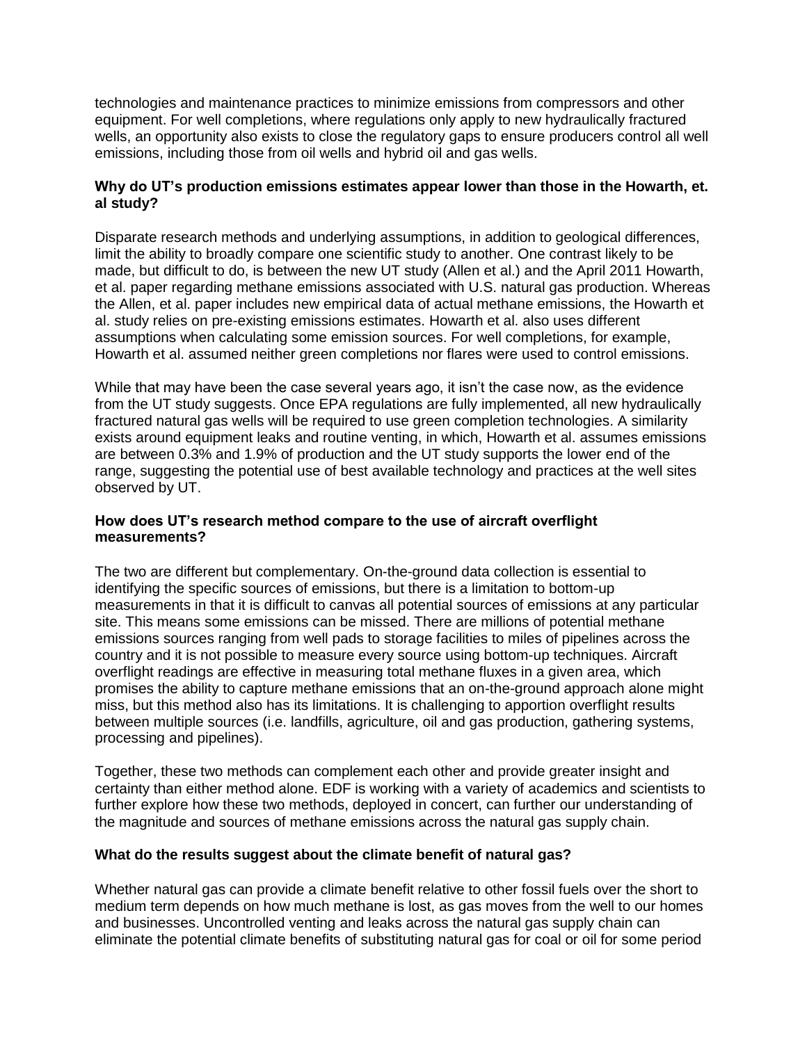technologies and maintenance practices to minimize emissions from compressors and other equipment. For well completions, where regulations only apply to new hydraulically fractured wells, an opportunity also exists to close the regulatory gaps to ensure producers control all well emissions, including those from oil wells and hybrid oil and gas wells.

### Why do UT's production emissions estimates appear lower than those in the Howarth, et. al study?

Disparate research methods and underlying assumptions, in addition to geological differences, limit the ability to broadly compare one scientific study to another. One contrast likely to be made, but difficult to do, is between the new UT study (Allen et al.) and the April 2011 Howarth, et al. paper regarding methane emissions associated with U.S. natural gas production. Whereas the Allen, et al. paper includes new empirical data of actual methane emissions, the Howarth et al. study relies on pre-existing emissions estimates. Howarth et al. also uses different assumptions when calculating some emission sources. For well completions, for example, Howarth et al. assumed neither green completions nor flares were used to control emissions.

While that may have been the case several years ago, it isn't the case now, as the evidence from the UT study suggests. Once EPA regulations are fully implemented, all new hydraulically fractured natural gas wells will be required to use green completion technologies. A similarity exists around equipment leaks and routine venting, in which, Howarth et al. assumes emissions are between 0.3% and 1.9% of production and the UT study supports the lower end of the range, suggesting the potential use of best available technology and practices at the well sites observed by UT.

### How does UT's research method compare to the use of aircraft overflight measurements?

The two are different but complementary. On-the-ground data collection is essential to identifying the specific sources of emissions, but there is a limitation to bottom-up measurements in that it is difficult to canvas all potential sources of emissions at any particular site. This means some emissions can be missed. There are millions of potential methane emissions sources ranging from well pads to storage facilities to miles of pipelines across the country and it is not possible to measure every source using bottom-up techniques. Aircraft overflight readings are effective in measuring total methane fluxes in a given area, which promises the ability to capture methane emissions that an on-the-ground approach alone might miss, but this method also has its limitations. It is challenging to apportion overflight results between multiple sources (i.e. landfills, agriculture, oil and gas production, gathering systems, processing and pipelines).

Together, these two methods can complement each other and provide greater insight and certainty than either method alone. EDF is working with a variety of academics and scientists to further explore how these two methods, deployed in concert, can further our understanding of the magnitude and sources of methane emissions across the natural gas supply chain.

### What do the results suggest about the climate benefit of natural gas?

Whether natural gas can provide a climate benefit relative to other fossil fuels over the short to medium term depends on how much methane is lost, as gas moves from the well to our homes and businesses. Uncontrolled venting and leaks across the natural gas supply chain can eliminate the potential climate benefits of substituting natural gas for coal or oil for some period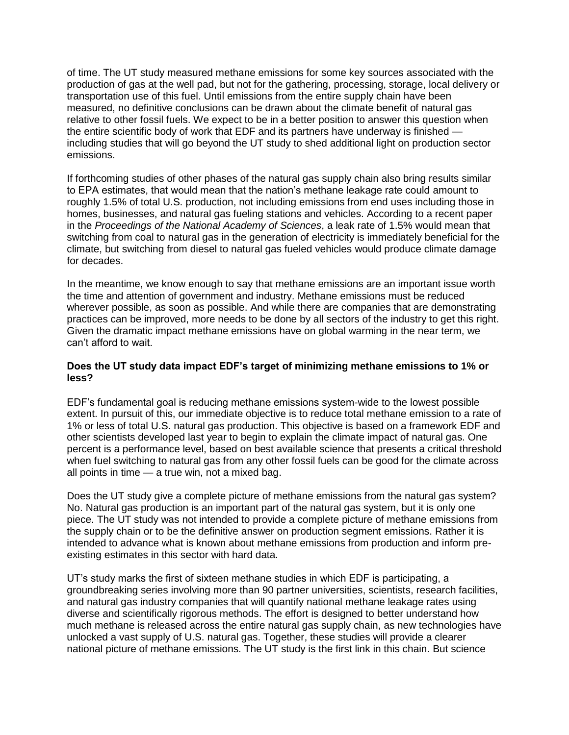of time. The UT study measured methane emissions for some key sources associated with the production of gas at the well pad, but not for the gathering, processing, storage, local delivery or transportation use of this fuel. Until emissions from the entire supply chain have been measured, no definitive conclusions can be drawn about the climate benefit of natural gas relative to other fossil fuels. We expect to be in a better position to answer this question when the entire scientific body of work that EDF and its partners have underway is finished — including studies that will go beyond the UT study to shed additional light on production sector emissions.

If forthcoming studies of other phases of the natural gas supply chain also bring results similar to EPA estimates, that would mean that the nation's methane leakage rate could amount to roughly 1.5% of total U.S. production, not including emissions from end uses including those in homes, businesses, and natural gas fueling stations and vehicles. According to a recent paper in the *Proceedings of the National Academy of Sciences*, a leak rate of 1.5% would mean that switching from coal to natural gas in the generation of electricity is immediately beneficial for the climate, but switching from diesel to natural gas fueled vehicles would produce climate damage for decades.

In the meantime, we know enough to say that methane emissions are an important issue worth the time and attention of government and industry. Methane emissions must be reduced wherever possible, as soon as possible. And while there are companies that are demonstrating practices can be improved, more needs to be done by all sectors of the industry to get this right. Given the dramatic impact methane emissions have on global warming in the near term, we can't afford to wait.

**Does the UT study data impact EDF's target of minimizing methane emissions to 1% or less?**

EDF's fundamental goal is reducing methane emissions system-wide to the lowest possible extent. In pursuit of this, our immediate objective is to reduce total methane emission to a rate of 1% or less of total U.S. natural gas production. This objective is based on a framework EDF and other scientists developed last year to begin to explain the climate impact of natural gas. One percent is a performance level, based on best available science that presents a critical threshold when fuel switching to natural gas from any other fossil fuels can be good for the climate across all points in time — a true win, not a mixed bag.

Does the UT study give a complete picture of methane emissions from the natural gas system? No. Natural gas production is an important part of the natural gas system, but it is only one piece. The UT study was not intended to provide a complete picture of methane emissions from the supply chain or to be the definitive answer on production segment emissions. Rather it is intended to advance what is known about methane emissions from production and inform pre-existing estimates in this sector with hard data.

UT's study marks the first of sixteen methane studies in which EDF is participating, a groundbreaking series involving more than 90 partner universities, scientists, research facilities, and natural gas industry companies that will quantify national methane leakage rates using diverse and scientifically rigorous methods. The effort is designed to better understand how much methane is released across the entire natural gas supply chain, as new technologies have unlocked a vast supply of U.S. natural gas. Together, these studies will provide a clearer national picture of methane emissions. The UT study is the first link in this chain. But science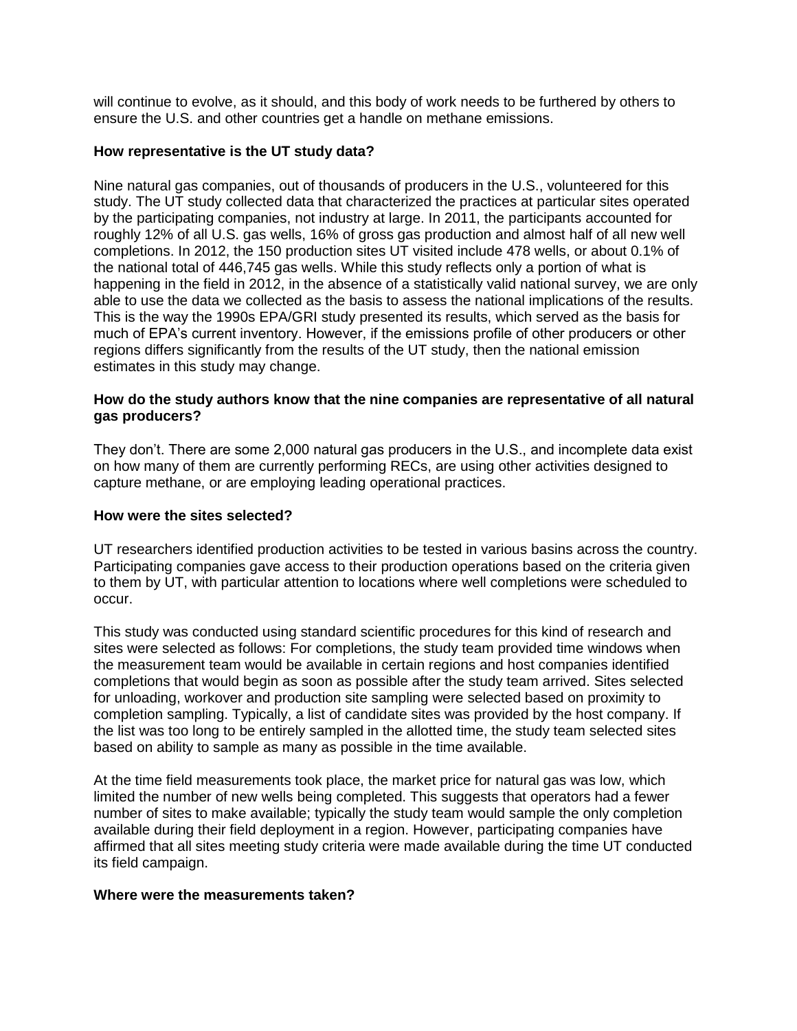will continue to evolve, as it should, and this body of work needs to be furthered by others to ensure the U.S. and other countries get a handle on methane emissions.

**How representative is the UT study data?**

Nine natural gas companies, out of thousands of producers in the U.S., volunteered for this study. The UT study collected data that characterized the practices at particular sites operated by the participating companies, not industry at large. In 2011, the participants accounted for roughly 12% of all U.S. gas wells, 16% of gross gas production and almost half of all new well completions. In 2012, the 150 production sites UT visited include 478 wells, or about 0.1% of the national total of 446,745 gas wells. While this study reflects only a portion of what is happening in the field in 2012, in the absence of a statistically valid national survey, we are only able to use the data we collected as the basis to assess the national implications of the results. This is the way the 1990s EPA/GRI study presented its results, which served as the basis for much of EPA's current inventory. However, if the emissions profile of other producers or other regions differs significantly from the results of the UT study, then the national emission estimates in this study may change.

**How do the study authors know that the nine companies are representative of all natural gas producers?**

They don't. There are some 2,000 natural gas producers in the U.S., and incomplete data exist on how many of them are currently performing RECs, are using other activities designed to capture methane, or are employing leading operational practices.

**How were the sites selected?**

UT researchers identified production activities to be tested in various basins across the country. Participating companies gave access to their production operations based on the criteria given to them by UT, with particular attention to locations where well completions were scheduled to occur.

This study was conducted using standard scientific procedures for this kind of research and sites were selected as follows: For completions, the study team provided time windows when the measurement team would be available in certain regions and host companies identified completions that would begin as soon as possible after the study team arrived. Sites selected for unloading, workover and production site sampling were selected based on proximity to completion sampling. Typically, a list of candidate sites was provided by the host company. If the list was too long to be entirely sampled in the allotted time, the study team selected sites based on ability to sample as many as possible in the time available.

At the time field measurements took place, the market price for natural gas was low, which limited the number of new wells being completed. This suggests that operators had a fewer number of sites to make available; typically the study team would sample the only completion available during their field deployment in a region. However, participating companies have affirmed that all sites meeting study criteria were made available during the time UT conducted its field campaign.

**Where were the measurements taken?**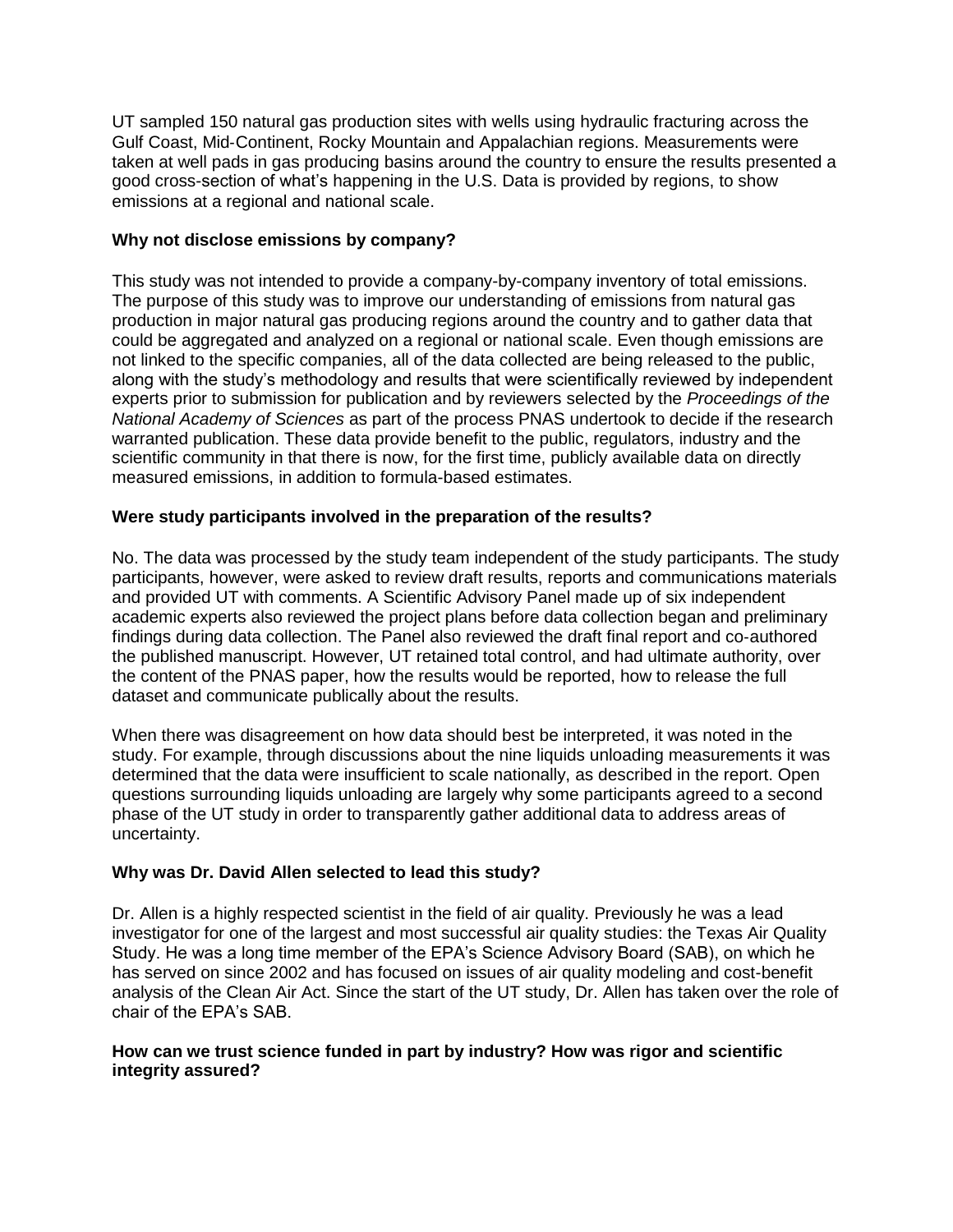UT sampled 150 natural gas production sites with wells using hydraulic fracturing across the Gulf Coast, Mid-Continent, Rocky Mountain and Appalachian regions. Measurements were taken at well pads in gas producing basins around the country to ensure the results presented a good cross-section of what's happening in the U.S. Data is provided by regions, to show emissions at a regional and national scale.

**Why not disclose emissions by company?**

This study was not intended to provide a company-by-company inventory of total emissions. The purpose of this study was to improve our understanding of emissions from natural gas production in major natural gas producing regions around the country and to gather data that could be aggregated and analyzed on a regional or national scale. Even though emissions are not linked to the specific companies, all of the data collected are being released to the public, along with the study's methodology and results that were scientifically reviewed by independent experts prior to submission for publication and by reviewers selected by the *Proceedings of the National Academy of Sciences* as part of the process PNAS undertook to decide if the research warranted publication. These data provide benefit to the public, regulators, industry and the scientific community in that there is now, for the first time, publicly available data on directly measured emissions, in addition to formula-based estimates.

**Were study participants involved in the preparation of the results?**

No. The data was processed by the study team independent of the study participants. The study participants, however, were asked to review draft results, reports and communications materials and provided UT with comments. A Scientific Advisory Panel made up of six independent academic experts also reviewed the project plans before data collection began and preliminary findings during data collection. The Panel also reviewed the draft final report and co-authored the published manuscript. However, UT retained total control, and had ultimate authority, over the content of the PNAS paper, how the results would be reported, how to release the full dataset and communicate publically about the results.

When there was disagreement on how data should best be interpreted, it was noted in the study. For example, through discussions about the nine liquids unloading measurements it was determined that the data were insufficient to scale nationally, as described in the report. Open questions surrounding liquids unloading are largely why some participants agreed to a second phase of the UT study in order to transparently gather additional data to address areas of uncertainty.

**Why was Dr. David Allen selected to lead this study?**

Dr. Allen is a highly respected scientist in the field of air quality. Previously he was a lead investigator for one of the largest and most successful air quality studies: the Texas Air Quality Study. He was a long time member of the EPA's Science Advisory Board (SAB), on which he has served on since 2002 and has focused on issues of air quality modeling and cost-benefit analysis of the Clean Air Act. Since the start of the UT study, Dr. Allen has taken over the role of chair of the EPA's SAB.

**How can we trust science funded in part by industry? How was rigor and scientific integrity assured?**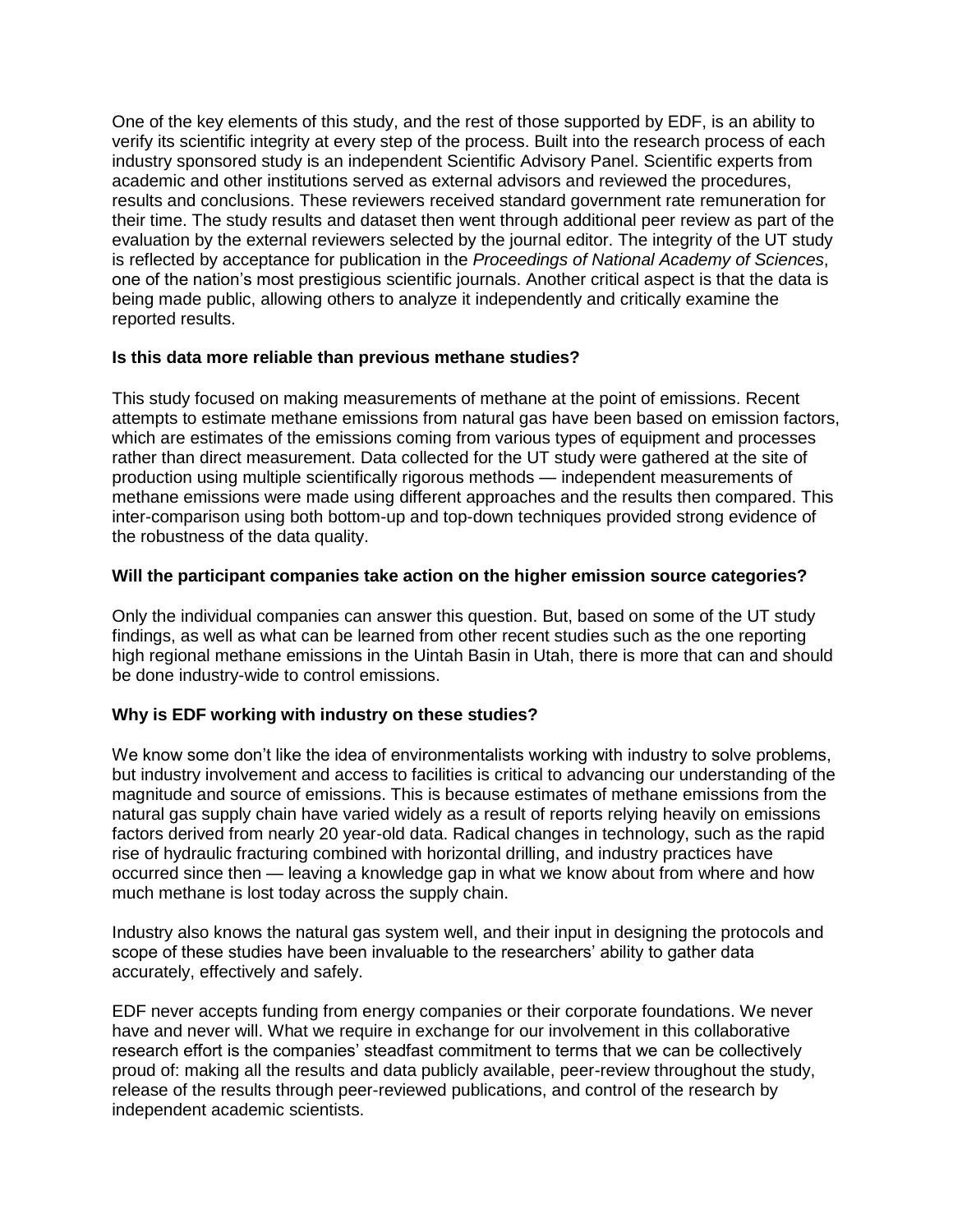One of the key elements of this study, and the rest of those supported by EDF, is an ability to verify its scientific integrity at every step of the process. Built into the research process of each industry sponsored study is an independent Scientific Advisory Panel. Scientific experts from academic and other institutions served as external advisors and reviewed the procedures, results and conclusions. These reviewers received standard government rate remuneration for their time. The study results and dataset then went through additional peer review as part of the evaluation by the external reviewers selected by the journal editor. The integrity of the UT study is reflected by acceptance for publication in the *Proceedings of National Academy of Sciences*, one of the nation's most prestigious scientific journals. Another critical aspect is that the data is being made public, allowing others to analyze it independently and critically examine the reported results.

**Is this data more reliable than previous methane studies?**

This study focused on making measurements of methane at the point of emissions. Recent attempts to estimate methane emissions from natural gas have been based on emission factors, which are estimates of the emissions coming from various types of equipment and processes rather than direct measurement. Data collected for the UT study were gathered at the site of production using multiple scientifically rigorous methods — independent measurements of methane emissions were made using different approaches and the results then compared. This inter-comparison using both bottom-up and top-down techniques provided strong evidence of the robustness of the data quality.

**Will the participant companies take action on the higher emission source categories?**

Only the individual companies can answer this question. But, based on some of the UT study findings, as well as what can be learned from other recent studies such as the one reporting high regional methane emissions in the Uintah Basin in Utah, there is more that can and should be done industry-wide to control emissions.

**Why is EDF working with industry on these studies?**

We know some don't like the idea of environmentalists working with industry to solve problems, but industry involvement and access to facilities is critical to advancing our understanding of the magnitude and source of emissions. This is because estimates of methane emissions from the natural gas supply chain have varied widely as a result of reports relying heavily on emissions factors derived from nearly 20 year-old data. Radical changes in technology, such as the rapid rise of hydraulic fracturing combined with horizontal drilling, and industry practices have occurred since then — leaving a knowledge gap in what we know about from where and how much methane is lost today across the supply chain.

Industry also knows the natural gas system well, and their input in designing the protocols and scope of these studies have been invaluable to the researchers' ability to gather data accurately, effectively and safely.

EDF never accepts funding from energy companies or their corporate foundations. We never have and never will. What we require in exchange for our involvement in this collaborative research effort is the companies' steadfast commitment to terms that we can be collectively proud of: making all the results and data publicly available, peer-review throughout the study, release of the results through peer-reviewed publications, and control of the research by independent academic scientists.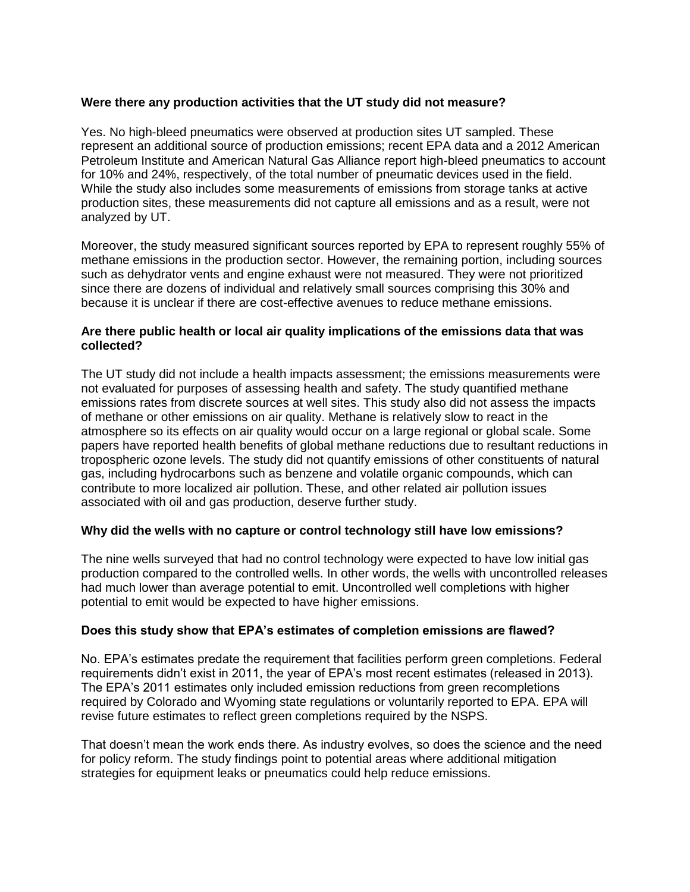**Were there any production activities that the UT study did not measure?**

Yes. No high-bleed pneumatics were observed at production sites UT sampled. These represent an additional source of production emissions; recent EPA data and a 2012 American Petroleum Institute and American Natural Gas Alliance report high-bleed pneumatics to account for 10% and 24%, respectively, of the total number of pneumatic devices used in the field. While the study also includes some measurements of emissions from storage tanks at active production sites, these measurements did not capture all emissions and as a result, were not analyzed by UT.

Moreover, the study measured significant sources reported by EPA to represent roughly 55% of methane emissions in the production sector. However, the remaining portion, including sources such as dehydrator vents and engine exhaust were not measured. They were not prioritized since there are dozens of individual and relatively small sources comprising this 30% and because it is unclear if there are cost-effective avenues to reduce methane emissions.

**Are there public health or local air quality implications of the emissions data that was collected?**

The UT study did not include a health impacts assessment; the emissions measurements were not evaluated for purposes of assessing health and safety. The study quantified methane emissions rates from discrete sources at well sites. This study also did not assess the impacts of methane or other emissions on air quality. Methane is relatively slow to react in the atmosphere so its effects on air quality would occur on a large regional or global scale. Some papers have reported health benefits of global methane reductions due to resultant reductions in tropospheric ozone levels. The study did not quantify emissions of other constituents of natural gas, including hydrocarbons such as benzene and volatile organic compounds, which can contribute to more localized air pollution. These, and other related air pollution issues associated with oil and gas production, deserve further study.

**Why did the wells with no capture or control technology still have low emissions?**

The nine wells surveyed that had no control technology were expected to have low initial gas production compared to the controlled wells. In other words, the wells with uncontrolled releases had much lower than average potential to emit. Uncontrolled well completions with higher potential to emit would be expected to have higher emissions.

**Does this study show that EPA's estimates of completion emissions are flawed?**

No. EPA's estimates predate the requirement that facilities perform green completions. Federal requirements didn't exist in 2011, the year of EPA's most recent estimates (released in 2013). The EPA's 2011 estimates only included emission reductions from green recompletions required by Colorado and Wyoming state regulations or voluntarily reported to EPA. EPA will revise future estimates to reflect green completions required by the NSPS.

That doesn't mean the work ends there. As industry evolves, so does the science and the need for policy reform. The study findings point to potential areas where additional mitigation strategies for equipment leaks or pneumatics could help reduce emissions.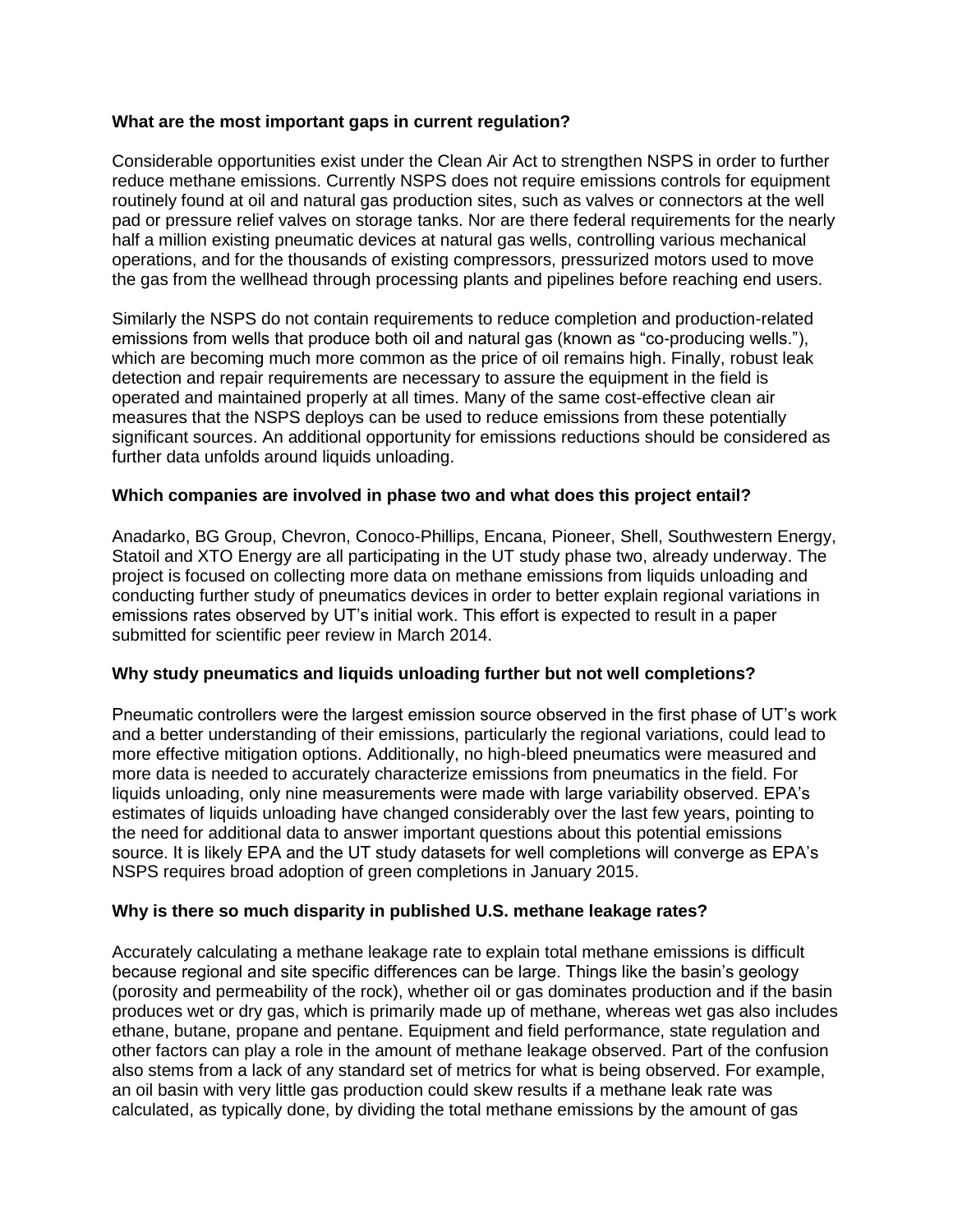**What are the most important gaps in current regulation?**

Considerable opportunities exist under the Clean Air Act to strengthen NSPS in order to further reduce methane emissions. Currently NSPS does not require emissions controls for equipment routinely found at oil and natural gas production sites, such as valves or connectors at the well pad or pressure relief valves on storage tanks. Nor are there federal requirements for the nearly half a million existing pneumatic devices at natural gas wells, controlling various mechanical operations, and for the thousands of existing compressors, pressurized motors used to move the gas from the wellhead through processing plants and pipelines before reaching end users.

Similarly the NSPS do not contain requirements to reduce completion and production-related emissions from wells that produce both oil and natural gas (known as "co-producing wells."), which are becoming much more common as the price of oil remains high. Finally, robust leak detection and repair requirements are necessary to assure the equipment in the field is operated and maintained properly at all times. Many of the same cost-effective clean air measures that the NSPS deploys can be used to reduce emissions from these potentially significant sources. An additional opportunity for emissions reductions should be considered as further data unfolds around liquids unloading.

**Which companies are involved in phase two and what does this project entail?**

Anadarko, BG Group, Chevron, Conoco-Phillips, Encana, Pioneer, Shell, Southwestern Energy, Statoil and XTO Energy are all participating in the UT study phase two, already underway. The project is focused on collecting more data on methane emissions from liquids unloading and conducting further study of pneumatics devices in order to better explain regional variations in emissions rates observed by UT's initial work. This effort is expected to result in a paper submitted for scientific peer review in March 2014.

**Why study pneumatics and liquids unloading further but not well completions?**

Pneumatic controllers were the largest emission source observed in the first phase of UT's work and a better understanding of their emissions, particularly the regional variations, could lead to more effective mitigation options. Additionally, no high-bleed pneumatics were measured and more data is needed to accurately characterize emissions from pneumatics in the field. For liquids unloading, only nine measurements were made with large variability observed. EPA's estimates of liquids unloading have changed considerably over the last few years, pointing to the need for additional data to answer important questions about this potential emissions source. It is likely EPA and the UT study datasets for well completions will converge as EPA's NSPS requires broad adoption of green completions in January 2015.

**Why is there so much disparity in published U.S. methane leakage rates?**

Accurately calculating a methane leakage rate to explain total methane emissions is difficult because regional and site specific differences can be large. Things like the basin's geology (porosity and permeability of the rock), whether oil or gas dominates production and if the basin produces wet or dry gas, which is primarily made up of methane, whereas wet gas also includes ethane, butane, propane and pentane. Equipment and field performance, state regulation and other factors can play a role in the amount of methane leakage observed. Part of the confusion also stems from a lack of any standard set of metrics for what is being observed. For example, an oil basin with very little gas production could skew results if a methane leak rate was calculated, as typically done, by dividing the total methane emissions by the amount of gas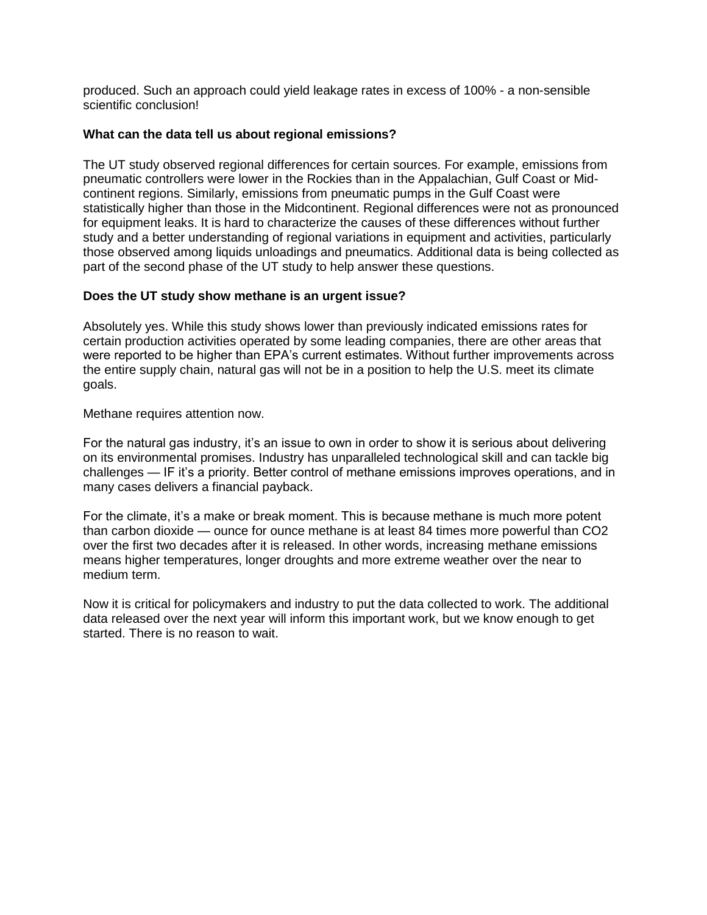produced. Such an approach could yield leakage rates in excess of 100% - a non-sensible scientific conclusion!

**What can the data tell us about regional emissions?**

The UT study observed regional differences for certain sources. For example, emissions from pneumatic controllers were lower in the Rockies than in the Appalachian, Gulf Coast or Mid-continent regions. Similarly, emissions from pneumatic pumps in the Gulf Coast were statistically higher than those in the Midcontinent. Regional differences were not as pronounced for equipment leaks. It is hard to characterize the causes of these differences without further study and a better understanding of regional variations in equipment and activities, particularly those observed among liquids unloadings and pneumatics. Additional data is being collected as part of the second phase of the UT study to help answer these questions.

**Does the UT study show methane is an urgent issue?**

Absolutely yes. While this study shows lower than previously indicated emissions rates for certain production activities operated by some leading companies, there are other areas that were reported to be higher than EPA's current estimates. Without further improvements across the entire supply chain, natural gas will not be in a position to help the U.S. meet its climate goals.

Methane requires attention now.

For the natural gas industry, it's an issue to own in order to show it is serious about delivering on its environmental promises. Industry has unparalleled technological skill and can tackle big challenges — IF it's a priority. Better control of methane emissions improves operations, and in many cases delivers a financial payback.

For the climate, it's a make or break moment. This is because methane is much more potent than carbon dioxide — ounce for ounce methane is at least 84 times more powerful than $CO_2$ over the first two decades after it is released. In other words, increasing methane emissions means higher temperatures, longer droughts and more extreme weather over the near to medium term.

Now it is critical for policymakers and industry to put the data collected to work. The additional data released over the next year will inform this important work, but we know enough to get started. There is no reason to wait.